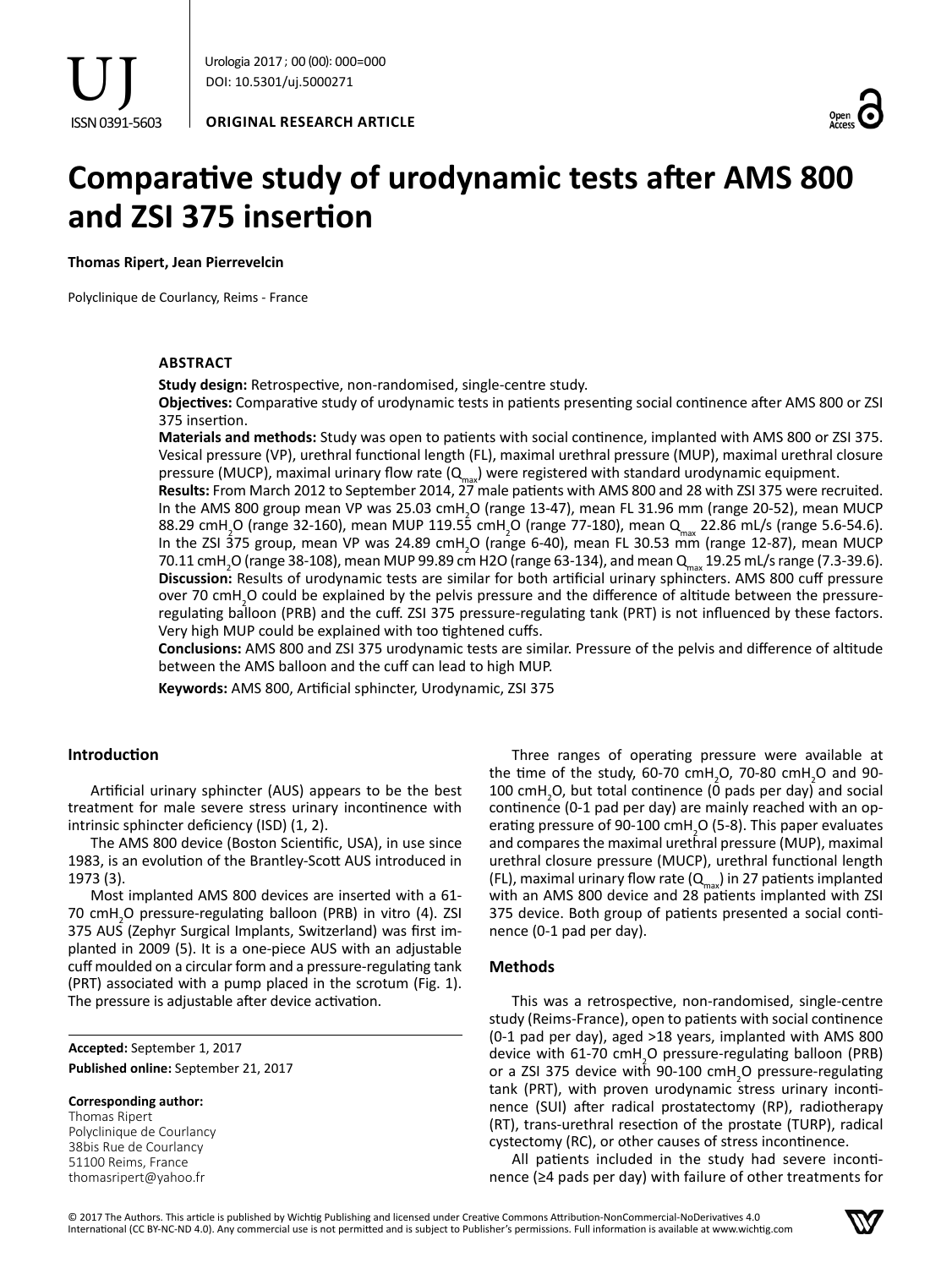**ORIGINAL RESEARCH ARTICLE**

# Comparative study of urodynamic tests after AMS 800 and ZSI 375 insertion

**Thomas Ripert, Jean Pierrevelcin**

Polyclinique de Courlancy, Reims - France

### ABSTRACT

**Study design:** Retrospective, non-randomised, single-centre study.

**Objectives:** Comparative study of urodynamic tests in patients presenting social continence after AMS 800 or ZSI 375 insertion.

**Materials and methods:** Study was open to patients with social continence, implanted with AMS 800 or ZSI 375. Vesical pressure (VP), urethral functional length (FL), maximal urethral pressure (MUP), maximal urethral closure pressure (MUCP), maximal urinary flow rate ($Q_{max}$) were registered with standard urodynamic equipment.

**Results:** From March 2012 to September 2014, 27 male patients with AMS 800 and 28 with ZSI 375 were recruited. In the AMS 800 group mean VP was 25.03 cm$H_2O$ (range 13-47), mean FL 31.96 mm (range 20-52), mean MUCP 88.29 cm$H_2O$ (range 32-160), mean MUP 119.55 cm$H_2O$ (range 77-180), mean $Q_{max}$ 22.86 mL/s (range 5.6-54.6). In the ZSI 375 group, mean VP was 24.89 cm$H_2O$ (range 6-40), mean FL 30.53 mm (range 12-87), mean MUCP 70.11 cm$H_2O$ (range 38-108), mean MUP 99.89 cm H2O (range 63-134), and mean $Q_{max}$ 19.25 mL/s range (7.3-39.6).

**Discussion:** Results of urodynamic tests are similar for both artificial urinary sphincters. AMS 800 cuff pressure over 70 cm$H_2O$ could be explained by the pelvis pressure and the difference of altitude between the pressure-regulating balloon (PRB) and the cuff. ZSI 375 pressure-regulating tank (PRT) is not influenced by these factors. Very high MUP could be explained with too tightened cuffs.

**Conclusions:** AMS 800 and ZSI 375 urodynamic tests are similar. Pressure of the pelvis and difference of altitude between the AMS balloon and the cuff can lead to high MUP.

**Keywords:** AMS 800, Artificial sphincter, Urodynamic, ZSI 375

## Introduction

Artificial urinary sphincter (AUS) appears to be the best treatment for male severe stress urinary incontinence with intrinsic sphincter deficiency (ISD) (1, 2).

The AMS 800 device (Boston Scientific, USA), in use since 1983, is an evolution of the Brantley-Scott AUS introduced in 1973 (3).

Most implanted AMS 800 devices are inserted with a 61-70 cm$H_2O$ pressure-regulating balloon (PRB) in vitro (4). ZSI 375 AUS (Zephyr Surgical Implants, Switzerland) was first implanted in 2009 (5). It is a one-piece AUS with an adjustable cuff moulded on a circular form and a pressure-regulating tank (PRT) associated with a pump placed in the scrotum (Fig. 1). The pressure is adjustable after device activation.

Three ranges of operating pressure were available at the time of the study, 60-70 cm$H_2O$, 70-80 cm$H_2O$ and 90-100 cm$H_2O$, but total continence (0 pads per day) and social continence (0-1 pad per day) are mainly reached with an operating pressure of 90-100 cm$H_2O$ (5-8). This paper evaluates and compares the maximal urethral pressure (MUP), maximal urethral closure pressure (MUCP), urethral functional length (FL), maximal urinary flow rate ($Q_{max}$) in 27 patients implanted with an AMS 800 device and 28 patients implanted with ZSI 375 device. Both group of patients presented a social continence (0-1 pad per day).

## Methods

This was a retrospective, non-randomised, single-centre study (Reims-France), open to patients with social continence (0-1 pad per day), aged >18 years, implanted with AMS 800 device with 61-70 cm$H_2O$ pressure-regulating balloon (PRB) or a ZSI 375 device with 90-100 cm$H_2O$ pressure-regulating tank (PRT), with proven urodynamic stress urinary incontinence (SUI) after radical prostatectomy (RP), radiotherapy (RT), trans-urethral resection of the prostate (TURP), radical cystectomy (RC), or other causes of stress incontinence.

All patients included in the study had severe incontinence (≥4 pads per day) with failure of other treatments for

**Accepted:** September 1, 2017
**Published online:** September 21, 2017

**Corresponding author:**
Thomas Ripert
Polyclinique de Courlancy
38bis Rue de Courlancy
51100 Reims, France
thomasripert@yahoo.fr

© 2017 The Authors. This article is published by Wichtig Publishing and licensed under Creative Commons Attribution-NonCommercial-NoDerivatives 4.0 International (CC BY-NC-ND 4.0). Any commercial use is not permitted and is subject to Publisher's permissions. Full information is available at www.wichtig.com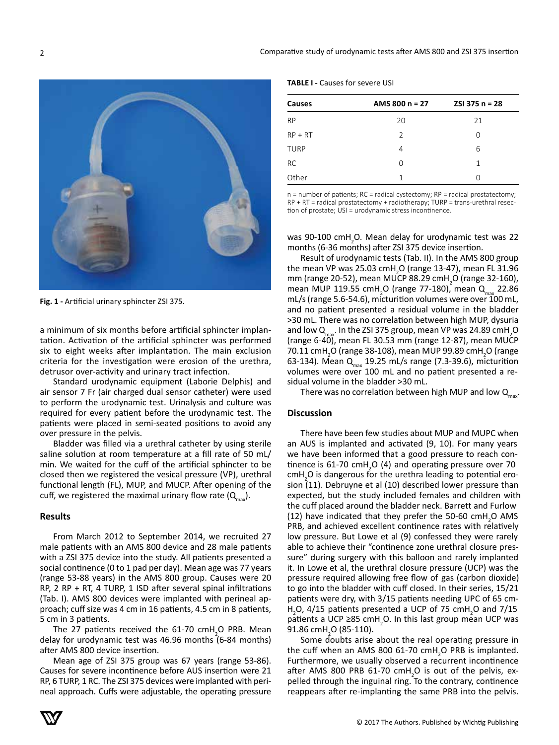Fig. 1 - Artificial urinary sphincter ZSI 375.

a minimum of six months before artificial sphincter implantation. Activation of the artificial sphincter was performed six to eight weeks after implantation. The main exclusion criteria for the investigation were erosion of the urethra, detrusor over-activity and urinary tract infection.

Standard urodynamic equipment (Laborie Delphis) and air sensor 7 Fr (air charged dual sensor catheter) were used to perform the urodynamic test. Urinalysis and culture was required for every patient before the urodynamic test. The patients were placed in semi-seated positions to avoid any over pressure in the pelvis.

Bladder was filled via a urethral catheter by using sterile saline solution at room temperature at a fill rate of 50 mL/min. We waited for the cuff of the artificial sphincter to be closed then we registered the vesical pressure (VP), urethral functional length (FL), MUP, and MUCP. After opening of the cuff, we registered the maximal urinary flow rate ($Q_{max}$).

## Results

From March 2012 to September 2014, we recruited 27 male patients with an AMS 800 device and 28 male patients with a ZSI 375 device into the study. All patients presented a social continence (0 to 1 pad per day). Mean age was 77 years (range 53-88 years) in the AMS 800 group. Causes were 20 RP, 2 RP + RT, 4 TURP, 1 ISD after several spinal infiltrations (Tab. I). AMS 800 devices were implanted with perineal approach; cuff size was 4 cm in 16 patients, 4.5 cm in 8 patients, 5 cm in 3 patients.

The 27 patients received the 61-70 $cmH_2O$ PRB. Mean delay for urodynamic test was 46.96 months (6-84 months) after AMS 800 device insertion.

Mean age of ZSI 375 group was 67 years (range 53-86). Causes for severe incontinence before AUS insertion were 21 RP, 6 TURP, 1 RC. The ZSI 375 devices were implanted with perineal approach. Cuffs were adjustable, the operating pressure was 90-100 $cmH_2O$. Mean delay for urodynamic test was 22 months (6-36 months) after ZSI 375 device insertion.

**TABLE I -** Causes for severe USI

| Causes | AMS 800 n = 27 | ZSI 375 n = 28 |
|---|---|---|
| RP | 20 | 21 |
| RP + RT | 2 | 0 |
| TURP | 4 | 6 |
| RC | 0 | 1 |
| Other | 1 | 0 |

n = number of patients; RC = radical cystectomy; RP = radical prostatectomy; RP + RT = radical prostatectomy + radiotherapy; TURP = trans-urethral resection of prostate; USI = urodynamic stress incontinence.

Result of urodynamic tests (Tab. II). In the AMS 800 group the mean VP was 25.03 $cmH_2O$ (range 13-47), mean FL 31.96 mm (range 20-52), mean MUCP 88.29 $cmH_2O$ (range 32-160), mean MUP 119.55 $cmH_2O$ (range 77-180), mean $Q_{max}$ 22.86 mL/s (range 5.6-54.6), micturition volumes were over 100 mL, and no patient presented a residual volume in the bladder >30 mL. There was no correlation between high MUP, dysuria and low $Q_{max}$. In the ZSI 375 group, mean VP was 24.89 $cmH_2O$ (range 6-40), mean FL 30.53 mm (range 12-87), mean MUCP 70.11 $cmH_2O$ (range 38-108), mean MUP 99.89 $cmH_2O$ (range 63-134). Mean $Q_{max}$ 19.25 mL/s range (7.3-39.6), micturition volumes were over 100 mL and no patient presented a residual volume in the bladder >30 mL.

There was no correlation between high MUP and low $Q_{max}$.

## Discussion

There have been few studies about MUP and MUPC when an AUS is implanted and activated (9, 10). For many years we have been informed that a good pressure to reach continence is 61-70 $cmH_2O$ (4) and operating pressure over 70 $cmH_2O$ is dangerous for the urethra leading to potential erosion (11). Debruyne et al (10) described lower pressure than expected, but the study included females and children with the cuff placed around the bladder neck. Barrett and Furlow (12) have indicated that they prefer the 50-60 $cmH_2O$ AMS PRB, and achieved excellent continence rates with relatively low pressure. But Lowe et al (9) confessed they were rarely able to achieve their "continence zone urethral closure pressure" during surgery with this balloon and rarely implanted it. In Lowe et al, the urethral closure pressure (UCP) was the pressure required allowing free flow of gas (carbon dioxide) to go into the bladder with cuff closed. In their series, 15/21 patients were dry, with 3/15 patients needing UPC of 65 $cmH_2O$, 4/15 patients presented a UCP of 75 $cmH_2O$ and 7/15 patients a UCP ≥85 $cmH_2O$. In this last group mean UCP was 91.86 $cmH_2O$ (85-110).

Some doubts arise about the real operating pressure in the cuff when an AMS 800 61-70 $cmH_2O$ PRB is implanted. Furthermore, we usually observed a recurrent incontinence after AMS 800 PRB 61-70 $cmH_2O$ is out of the pelvis, expelled through the inguinal ring. To the contrary, continence reappears after re-implanting the same PRB into the pelvis.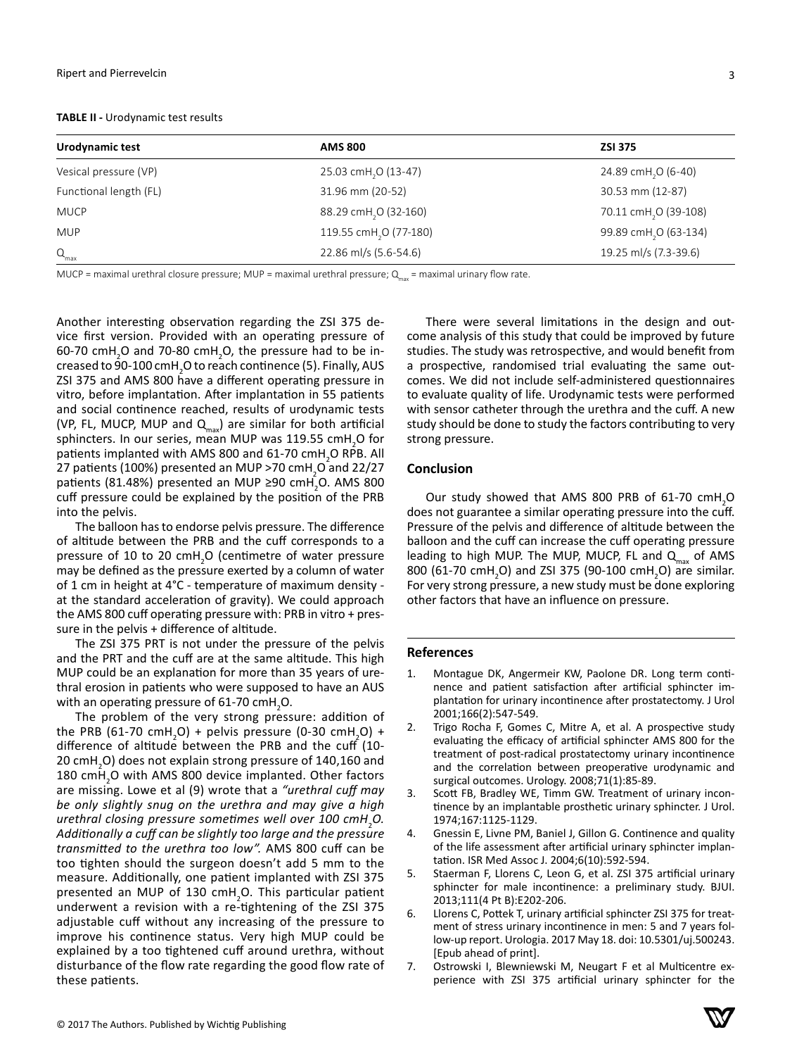**TABLE II -** Urodynamic test results

| Urodynamic test | AMS 800 | ZSI 375 |
|---|---|---|
| Vesical pressure (VP) | 25.03 $cmH_2O$ (13-47) | 24.89 $cmH_2O$ (6-40) |
| Functional length (FL) | 31.96 mm (20-52) | 30.53 mm (12-87) |
| MUCP | 88.29 $cmH_2O$ (32-160) | 70.11 $cmH_2O$ (39-108) |
| MUP | 119.55 $cmH_2O$ (77-180) | 99.89 $cmH_2O$ (63-134) |
| $Q_{max}$ | 22.86 ml/s (5.6-54.6) | 19.25 ml/s (7.3-39.6) |

MUCP = maximal urethral closure pressure; MUP = maximal urethral pressure; $Q_{max}$ = maximal urinary flow rate.

Another interesting observation regarding the ZSI 375 device first version. Provided with an operating pressure of 60-70 $cmH_2O$ and 70-80 $cmH_2O$, the pressure had to be increased to 90-100 $cmH_2O$ to reach continence (5). Finally, AUS ZSI 375 and AMS 800 have a different operating pressure in vitro, before implantation. After implantation in 55 patients and social continence reached, results of urodynamic tests (VP, FL, MUCP, MUP and $Q_{max}$) are similar for both artificial sphincters. In our series, mean MUP was 119.55 $cmH_2O$ for patients implanted with AMS 800 and 61-70 $cmH_2O$ RPB. All 27 patients (100%) presented an MUP >70 $cmH_2O$ and 22/27 patients (81.48%) presented an MUP ≥90 $cmH_2O$. AMS 800 cuff pressure could be explained by the position of the PRB into the pelvis.

The balloon has to endorse pelvis pressure. The difference of altitude between the PRB and the cuff corresponds to a pressure of 10 to 20 $cmH_2O$ (centimetre of water pressure may be defined as the pressure exerted by a column of water of 1 cm in height at 4°C - temperature of maximum density - at the standard acceleration of gravity). We could approach the AMS 800 cuff operating pressure with: PRB in vitro + pressure in the pelvis + difference of altitude.

The ZSI 375 PRT is not under the pressure of the pelvis and the PRT and the cuff are at the same altitude. This high MUP could be an explanation for more than 35 years of urethral erosion in patients who were supposed to have an AUS with an operating pressure of 61-70 $cmH_2O$.

The problem of the very strong pressure: addition of the PRB (61-70 $cmH_2O$) + pelvis pressure (0-30 $cmH_2O$) + difference of altitude between the PRB and the cuff (10-20 $cmH_2O$) does not explain strong pressure of 140,160 and 180 $cmH_2O$ with AMS 800 device implanted. Other factors are missing. Lowe et al (9) wrote that a *"urethral cuff may be only slightly snug on the urethra and may give a high urethral closing pressure sometimes well over 100 $cmH_2O$. Additionally a cuff can be slightly too large and the pressure transmitted to the urethra too low".* AMS 800 cuff can be too tighten should the surgeon doesn't add 5 mm to the measure. Additionally, one patient implanted with ZSI 375 presented an MUP of 130 $cmH_2O$. This particular patient underwent a revision with a re-tightening of the ZSI 375 adjustable cuff without any increasing of the pressure to improve his continence status. Very high MUP could be explained by a too tightened cuff around urethra, without disturbance of the flow rate regarding the good flow rate of these patients.

There were several limitations in the design and outcome analysis of this study that could be improved by future studies. The study was retrospective, and would benefit from a prospective, randomised trial evaluating the same outcomes. We did not include self-administered questionnaires to evaluate quality of life. Urodynamic tests were performed with sensor catheter through the urethra and the cuff. A new study should be done to study the factors contributing to very strong pressure.

## Conclusion

Our study showed that AMS 800 PRB of 61-70 $cmH_2O$ does not guarantee a similar operating pressure into the cuff. Pressure of the pelvis and difference of altitude between the balloon and the cuff can increase the cuff operating pressure leading to high MUP. The MUP, MUCP, FL and $Q_{max}$ of AMS 800 (61-70 $cmH_2O$) and ZSI 375 (90-100 $cmH_2O$) are similar. For very strong pressure, a new study must be done exploring other factors that have an influence on pressure.

## References

1. Montague DK, Angermeir KW, Paolone DR. Long term continence and patient satisfaction after artificial sphincter implantation for urinary incontinence after prostatectomy. J Urol 2001;166(2):547-549.
2. Trigo Rocha F, Gomes C, Mitre A, et al. A prospective study evaluating the efficacy of artificial sphincter AMS 800 for the treatment of post-radical prostatectomy urinary incontinence and the correlation between preoperative urodynamic and surgical outcomes. Urology. 2008;71(1):85-89.
3. Scott FB, Bradley WE, Timm GW. Treatment of urinary incontinence by an implantable prosthetic urinary sphincter. J Urol. 1974;167:1125-1129.
4. Gnessin E, Livne PM, Baniel J, Gillon G. Continence and quality of the life assessment after artificial urinary sphincter implantation. ISR Med Assoc J. 2004;6(10):592-594.
5. Staerman F, Llorens C, Leon G, et al. ZSI 375 artificial urinary sphincter for male incontinence: a preliminary study. BJUI. 2013;111(4 Pt B):E202-206.
6. Llorens C, Pottek T, urinary artificial sphincter ZSI 375 for treatment of stress urinary incontinence in men: 5 and 7 years follow-up report. Urologia. 2017 May 18. doi: 10.5301/uj.500243. [Epub ahead of print].
7. Ostrowski I, Blewniewski M, Neugart F et al Multicentre experience with ZSI 375 artificial urinary sphincter for the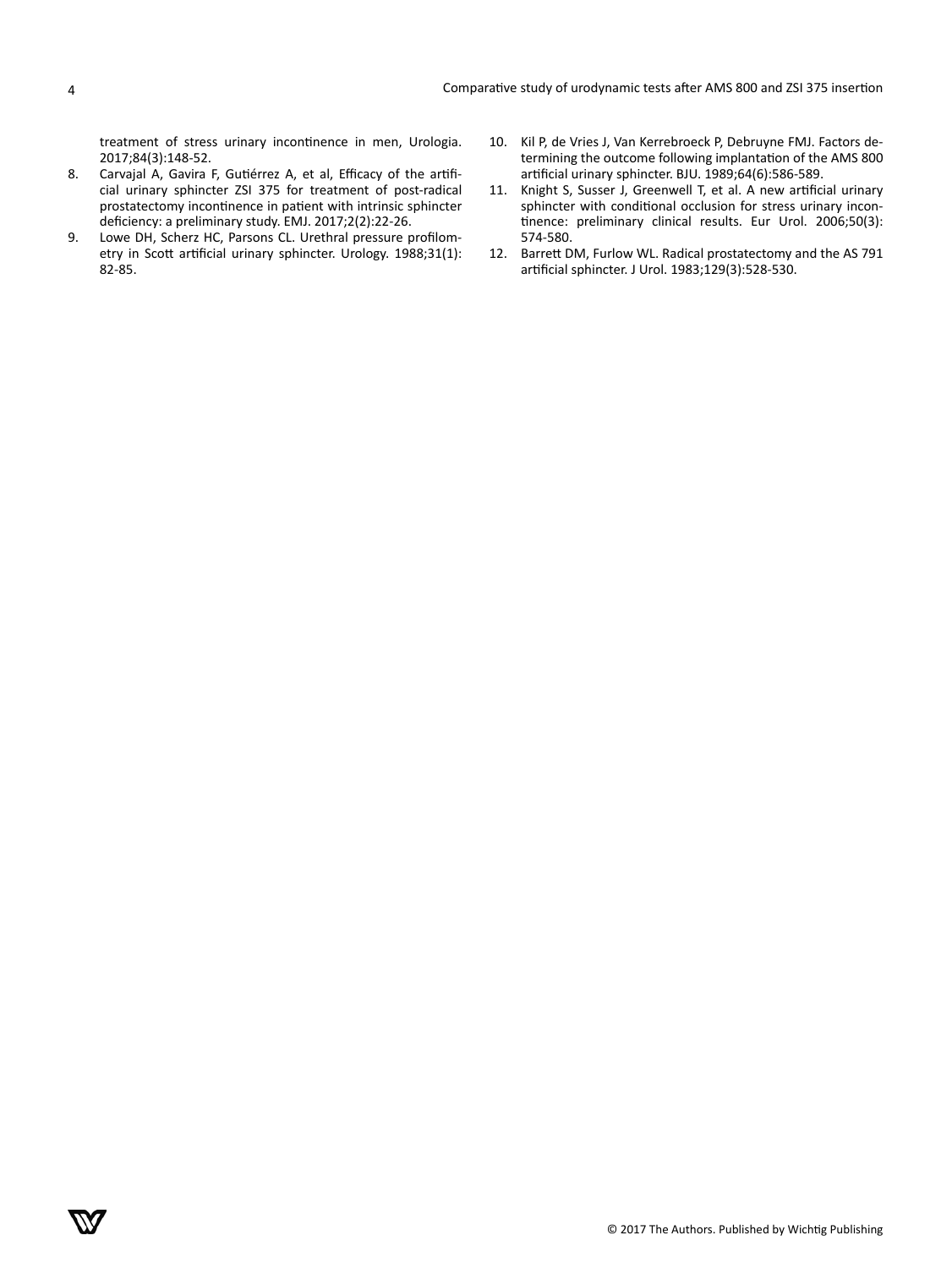treatment of stress urinary incontinence in men, Urologia. 2017;84(3):148-52.

8. Carvajal A, Gavira F, Gutiérrez A, et al, Efficacy of the artificial urinary sphincter ZSI 375 for treatment of post-radical prostatectomy incontinence in patient with intrinsic sphincter deficiency: a preliminary study. EMJ. 2017;2(2):22-26.
9. Lowe DH, Scherz HC, Parsons CL. Urethral pressure profilometry in Scott artificial urinary sphincter. Urology. 1988;31(1): 82-85.
10. Kil P, de Vries J, Van Kerrebroeck P, Debruyne FMJ. Factors determining the outcome following implantation of the AMS 800 artificial urinary sphincter. BJU. 1989;64(6):586-589.
11. Knight S, Susser J, Greenwell T, et al. A new artificial urinary sphincter with conditional occlusion for stress urinary incontinence: preliminary clinical results. Eur Urol. 2006;50(3): 574-580.
12. Barrett DM, Furlow WL. Radical prostatectomy and the AS 791 artificial sphincter. J Urol. 1983;129(3):528-530.